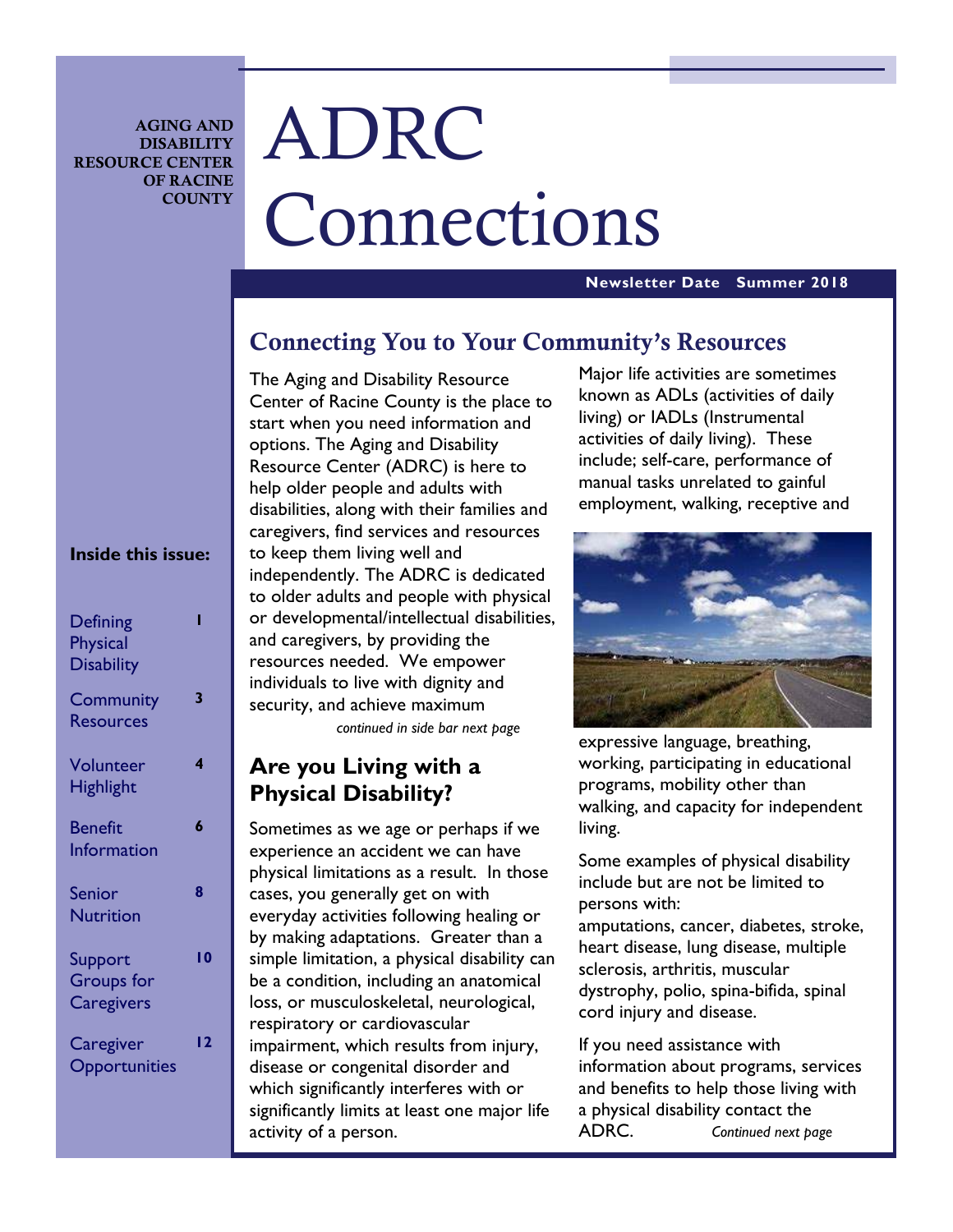AGING AND DISABILITY RESOURCE CENTER OF RACINE COUNTY

# ADRC Connections

**Newsletter Date Summer 2018**

**Inside this issue:**

| | |
|---|---|
| Defining Physical Disability | 1 |
| Community Resources | 3 |
| Volunteer Highlight | 4 |
| Benefit Information | 6 |
| Senior Nutrition | 8 |
| Support Groups for Caregivers | 10 |
| Caregiver Opportunities | 12 |

## Connecting You to Your Community's Resources

The Aging and Disability Resource Center of Racine County is the place to start when you need information and options. The Aging and Disability Resource Center (ADRC) is here to help older people and adults with disabilities, along with their families and caregivers, find services and resources to keep them living well and independently. The ADRC is dedicated to older adults and people with physical or developmental/intellectual disabilities, and caregivers, by providing the resources needed. We empower individuals to live with dignity and security, and achieve maximum

*continued in side bar next page*

## Are you Living with a Physical Disability?

Sometimes as we age or perhaps if we experience an accident we can have physical limitations as a result. In those cases, you generally get on with everyday activities following healing or by making adaptations. Greater than a simple limitation, a physical disability can be a condition, including an anatomical loss, or musculoskeletal, neurological, respiratory or cardiovascular impairment, which results from injury, disease or congenital disorder and which significantly interferes with or significantly limits at least one major life activity of a person.

Major life activities are sometimes known as ADLs (activities of daily living) or IADLs (Instrumental activities of daily living). These include; self-care, performance of manual tasks unrelated to gainful employment, walking, receptive and expressive language, breathing, working, participating in educational programs, mobility other than walking, and capacity for independent living.

Some examples of physical disability include but are not be limited to persons with:
amputations, cancer, diabetes, stroke, heart disease, lung disease, multiple sclerosis, arthritis, muscular dystrophy, polio, spina-bifida, spinal cord injury and disease.

If you need assistance with information about programs, services and benefits to help those living with a physical disability contact the ADRC. *Continued next page*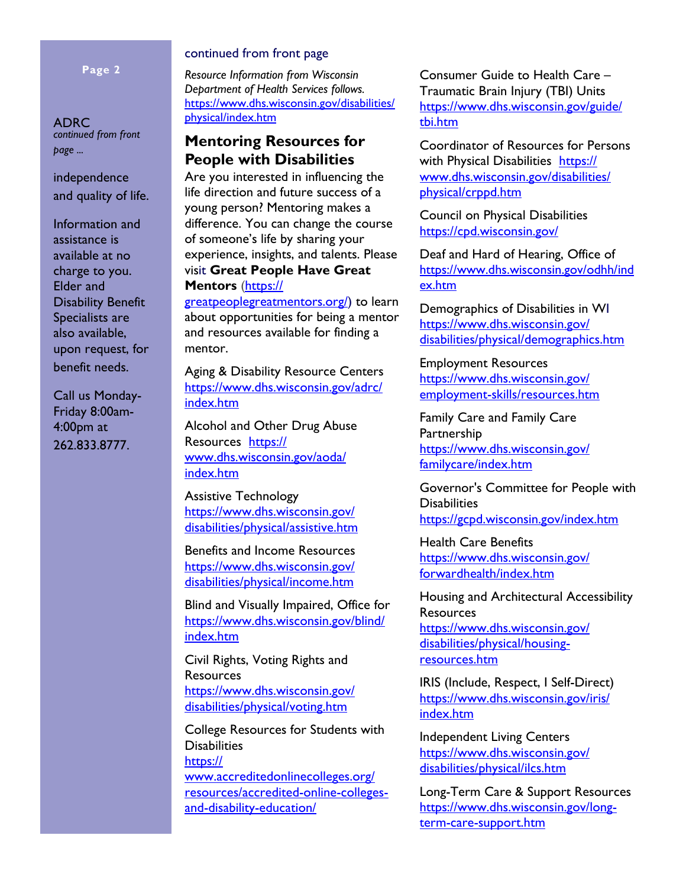ADRC *continued from front page ...*

independence and quality of life.

Information and assistance is available at no charge to you. Elder and Disability Benefit Specialists are also available, upon request, for benefit needs.

Call us Monday-Friday 8:00am-4:00pm at 262.833.8777.

continued from front page

*Resource Information from Wisconsin Department of Health Services follows.* https://www.dhs.wisconsin.gov/disabilities/physical/index.htm

## Mentoring Resources for People with Disabilities

Are you interested in influencing the life direction and future success of a young person? Mentoring makes a difference. You can change the course of someone's life by sharing your experience, insights, and talents. Please visit **Great People Have Great Mentors** (https://greatpeoplegreatmentors.org/) to learn about opportunities for being a mentor and resources available for finding a mentor.

Aging & Disability Resource Centers https://www.dhs.wisconsin.gov/adrc/index.htm

Alcohol and Other Drug Abuse Resources https://www.dhs.wisconsin.gov/aoda/index.htm

Assistive Technology https://www.dhs.wisconsin.gov/disabilities/physical/assistive.htm

Benefits and Income Resources https://www.dhs.wisconsin.gov/disabilities/physical/income.htm

Blind and Visually Impaired, Office for https://www.dhs.wisconsin.gov/blind/index.htm

Civil Rights, Voting Rights and Resources https://www.dhs.wisconsin.gov/disabilities/physical/voting.htm

College Resources for Students with Disabilities https://www.accreditedonlinecolleges.org/resources/accredited-online-colleges-and-disability-education/

Consumer Guide to Health Care – Traumatic Brain Injury (TBI) Units https://www.dhs.wisconsin.gov/guide/tbi.htm

Coordinator of Resources for Persons with Physical Disabilities https://www.dhs.wisconsin.gov/disabilities/physical/crppd.htm

Council on Physical Disabilities https://cpd.wisconsin.gov/

Deaf and Hard of Hearing, Office of https://www.dhs.wisconsin.gov/odhh/index.htm

Demographics of Disabilities in WI https://www.dhs.wisconsin.gov/disabilities/physical/demographics.htm

Employment Resources https://www.dhs.wisconsin.gov/employment-skills/resources.htm

Family Care and Family Care Partnership https://www.dhs.wisconsin.gov/familycare/index.htm

Governor's Committee for People with Disabilities https://gcpd.wisconsin.gov/index.htm

Health Care Benefits https://www.dhs.wisconsin.gov/forwardhealth/index.htm

Housing and Architectural Accessibility Resources https://www.dhs.wisconsin.gov/disabilities/physical/housing-resources.htm

IRIS (Include, Respect, I Self-Direct) https://www.dhs.wisconsin.gov/iris/index.htm

Independent Living Centers https://www.dhs.wisconsin.gov/disabilities/physical/ilcs.htm

Long-Term Care & Support Resources https://www.dhs.wisconsin.gov/long-term-care-support.htm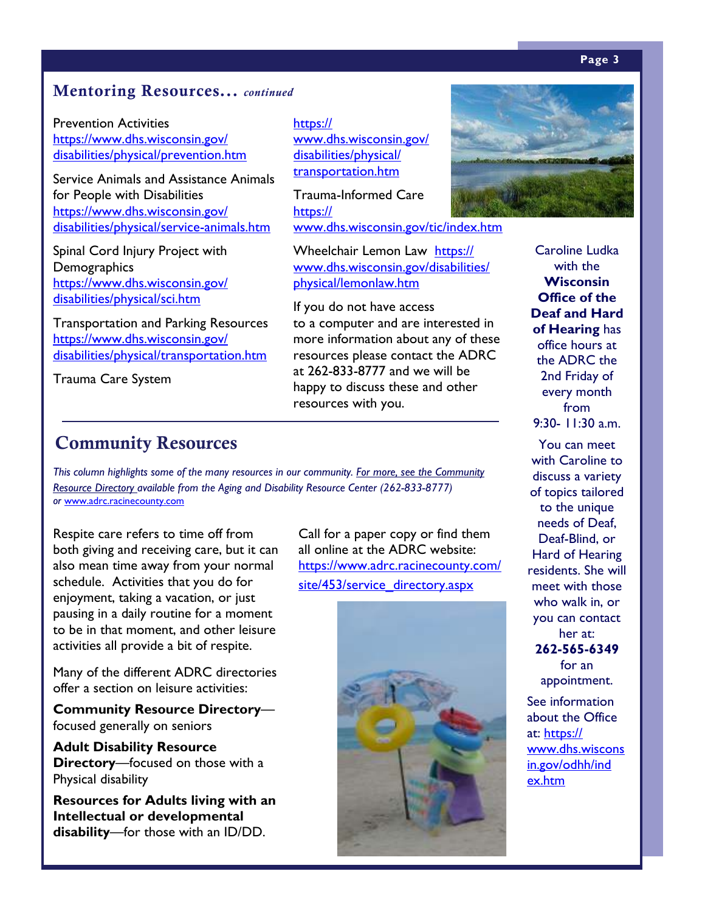## Mentoring Resources… *continued*

Prevention Activities
https://www.dhs.wisconsin.gov/disabilities/physical/prevention.htm

Service Animals and Assistance Animals for People with Disabilities
https://www.dhs.wisconsin.gov/disabilities/physical/service-animals.htm

Spinal Cord Injury Project with Demographics
https://www.dhs.wisconsin.gov/disabilities/physical/sci.htm

Transportation and Parking Resources
https://www.dhs.wisconsin.gov/disabilities/physical/transportation.htm

Trauma Care System
https://www.dhs.wisconsin.gov/disabilities/physical/transportation.htm

Trauma-Informed Care
https://www.dhs.wisconsin.gov/tic/index.htm

Wheelchair Lemon Law https://www.dhs.wisconsin.gov/disabilities/physical/lemonlaw.htm

If you do not have access to a computer and are interested in more information about any of these resources please contact the ADRC at 262-833-8777 and we will be happy to discuss these and other resources with you.

## Community Resources

*This column highlights some of the many resources in our community. For more, see the Community Resource Directory available from the Aging and Disability Resource Center (262-833-8777) or www.adrc.racinecounty.com*

Respite care refers to time off from both giving and receiving care, but it can also mean time away from your normal schedule. Activities that you do for enjoyment, taking a vacation, or just pausing in a daily routine for a moment to be in that moment, and other leisure activities all provide a bit of respite.

Many of the different ADRC directories offer a section on leisure activities:

**Community Resource Directory**—focused generally on seniors

**Adult Disability Resource Directory**—focused on those with a Physical disability

**Resources for Adults living with an Intellectual or developmental disability**—for those with an ID/DD.

Call for a paper copy or find them all online at the ADRC website: https://www.adrc.racinecounty.com/site/453/service_directory.aspx

Caroline Ludka with the **Wisconsin Office of the Deaf and Hard of Hearing** has office hours at the ADRC the 2nd Friday of every month from 9:30- 11:30 a.m.

You can meet with Caroline to discuss a variety of topics tailored to the unique needs of Deaf, Deaf-Blind, or Hard of Hearing residents. She will meet with those who walk in, or you can contact her at: **262-565-6349** for an appointment.

See information about the Office at: https://www.dhs.wisconsin.gov/odhh/index.htm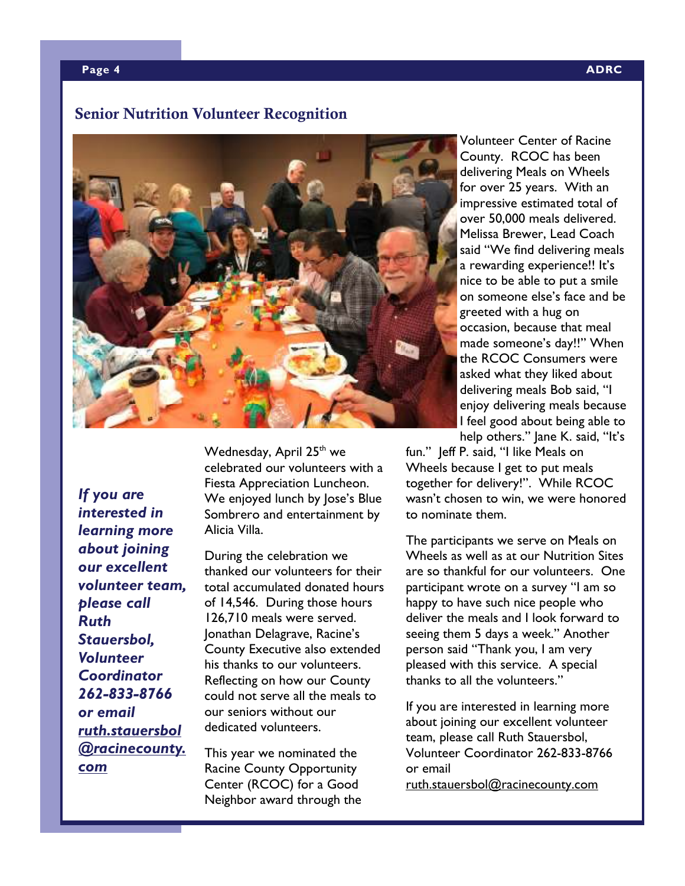## Senior Nutrition Volunteer Recognition

*If you are interested in learning more about joining our excellent volunteer team, please call Ruth Stauersbol, Volunteer Coordinator 262-833-8766 or email ruth.stauersbol@racinecounty.com*

Wednesday, April 25th we celebrated our volunteers with a Fiesta Appreciation Luncheon. We enjoyed lunch by Jose's Blue Sombrero and entertainment by Alicia Villa.

During the celebration we thanked our volunteers for their total accumulated donated hours of 14,546. During those hours 126,710 meals were served. Jonathan Delagrave, Racine's County Executive also extended his thanks to our volunteers. Reflecting on how our County could not serve all the meals to our seniors without our dedicated volunteers.

This year we nominated the Racine County Opportunity Center (RCOC) for a Good Neighbor award through the Volunteer Center of Racine County. RCOC has been delivering Meals on Wheels for over 25 years. With an impressive estimated total of over 50,000 meals delivered. Melissa Brewer, Lead Coach said "We find delivering meals a rewarding experience!! It's nice to be able to put a smile on someone else's face and be greeted with a hug on occasion, because that meal made someone's day!!" When the RCOC Consumers were asked what they liked about delivering meals Bob said, "I enjoy delivering meals because I feel good about being able to help others." Jane K. said, "It's fun." Jeff P. said, "I like Meals on Wheels because I get to put meals together for delivery!". While RCOC wasn't chosen to win, we were honored to nominate them.

The participants we serve on Meals on Wheels as well as at our Nutrition Sites are so thankful for our volunteers. One participant wrote on a survey "I am so happy to have such nice people who deliver the meals and I look forward to seeing them 5 days a week." Another person said "Thank you, I am very pleased with this service. A special thanks to all the volunteers."

If you are interested in learning more about joining our excellent volunteer team, please call Ruth Stauersbol, Volunteer Coordinator 262-833-8766 or email ruth.stauersbol@racinecounty.com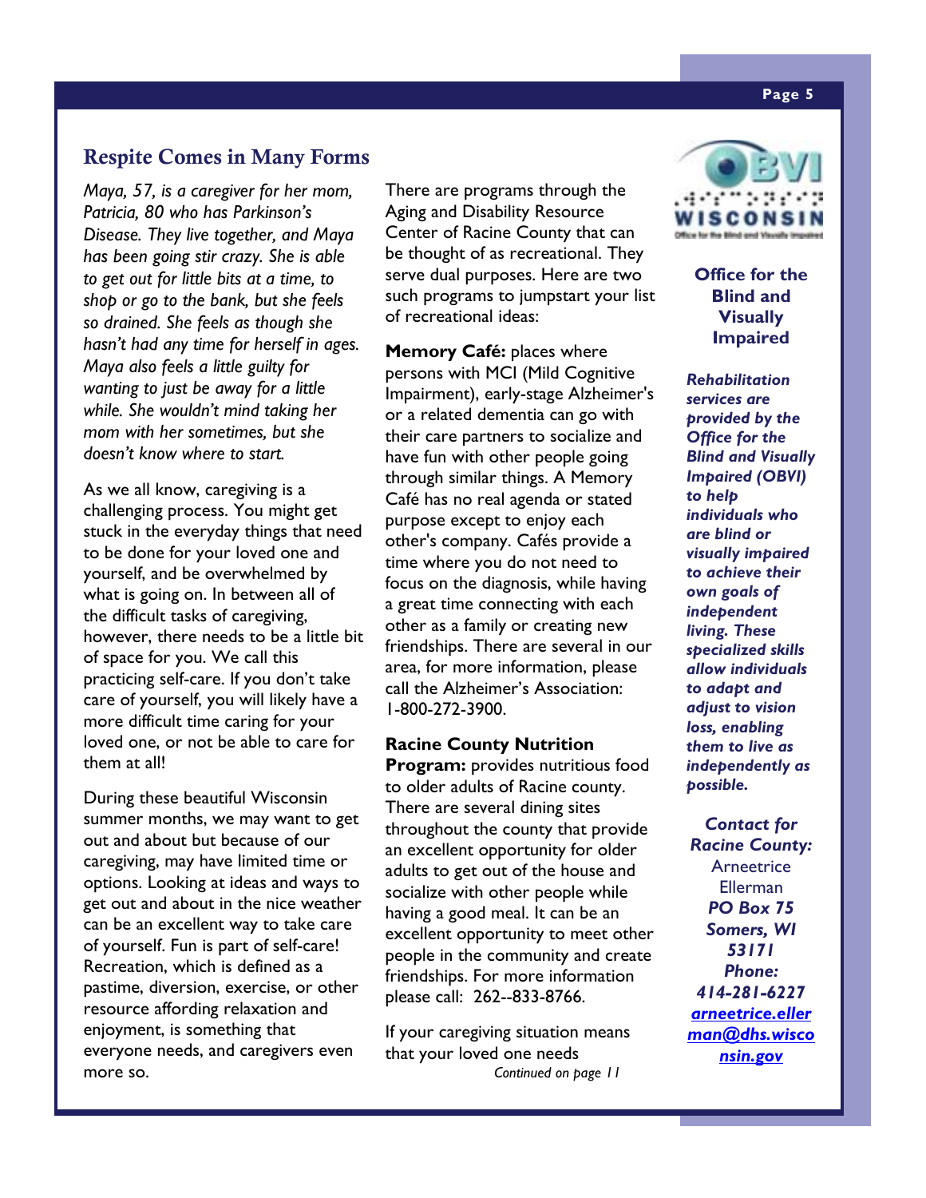## Respite Comes in Many Forms

*Maya, 57, is a caregiver for her mom, Patricia, 80 who has Parkinson's Disease. They live together, and Maya has been going stir crazy. She is able to get out for little bits at a time, to shop or go to the bank, but she feels so drained. She feels as though she hasn't had any time for herself in ages. Maya also feels a little guilty for wanting to just be away for a little while. She wouldn't mind taking her mom with her sometimes, but she doesn't know where to start.*

As we all know, caregiving is a challenging process. You might get stuck in the everyday things that need to be done for your loved one and yourself, and be overwhelmed by what is going on. In between all of the difficult tasks of caregiving, however, there needs to be a little bit of space for you. We call this practicing self-care. If you don't take care of yourself, you will likely have a more difficult time caring for your loved one, or not be able to care for them at all!

During these beautiful Wisconsin summer months, we may want to get out and about but because of our caregiving, may have limited time or options. Looking at ideas and ways to get out and about in the nice weather can be an excellent way to take care of yourself. Fun is part of self-care! Recreation, which is defined as a pastime, diversion, exercise, or other resource affording relaxation and enjoyment, is something that everyone needs, and caregivers even more so.

There are programs through the Aging and Disability Resource Center of Racine County that can be thought of as recreational. They serve dual purposes. Here are two such programs to jumpstart your list of recreational ideas:

**Memory Café:** places where persons with MCI (Mild Cognitive Impairment), early-stage Alzheimer's or a related dementia can go with their care partners to socialize and have fun with other people going through similar things. A Memory Café has no real agenda or stated purpose except to enjoy each other's company. Cafés provide a time where you do not need to focus on the diagnosis, while having a great time connecting with each other as a family or creating new friendships. There are several in our area, for more information, please call the Alzheimer's Association: 1-800-272-3900.

**Racine County Nutrition Program:** provides nutritious food to older adults of Racine county. There are several dining sites throughout the county that provide an excellent opportunity for older adults to get out of the house and socialize with other people while having a good meal. It can be an excellent opportunity to meet other people in the community and create friendships. For more information please call: 262--833-8766.

If your caregiving situation means that your loved one needs

*Continued on page 11*

---

OBVI WISCONSIN — Office for the Blind and Visually Impaired

### Office for the Blind and Visually Impaired

***Rehabilitation services are provided by the Office for the Blind and Visually Impaired (OBVI) to help individuals who are blind or visually impaired to achieve their own goals of independent living. These specialized skills allow individuals to adapt and adjust to vision loss, enabling them to live as independently as possible.***

***Contact for Racine County:***
Arneetrice Ellerman
***PO Box 75***
***Somers, WI 53171***
***Phone: 414-281-6227***
***arneetrice.ellerman@dhs.wisconsin.gov***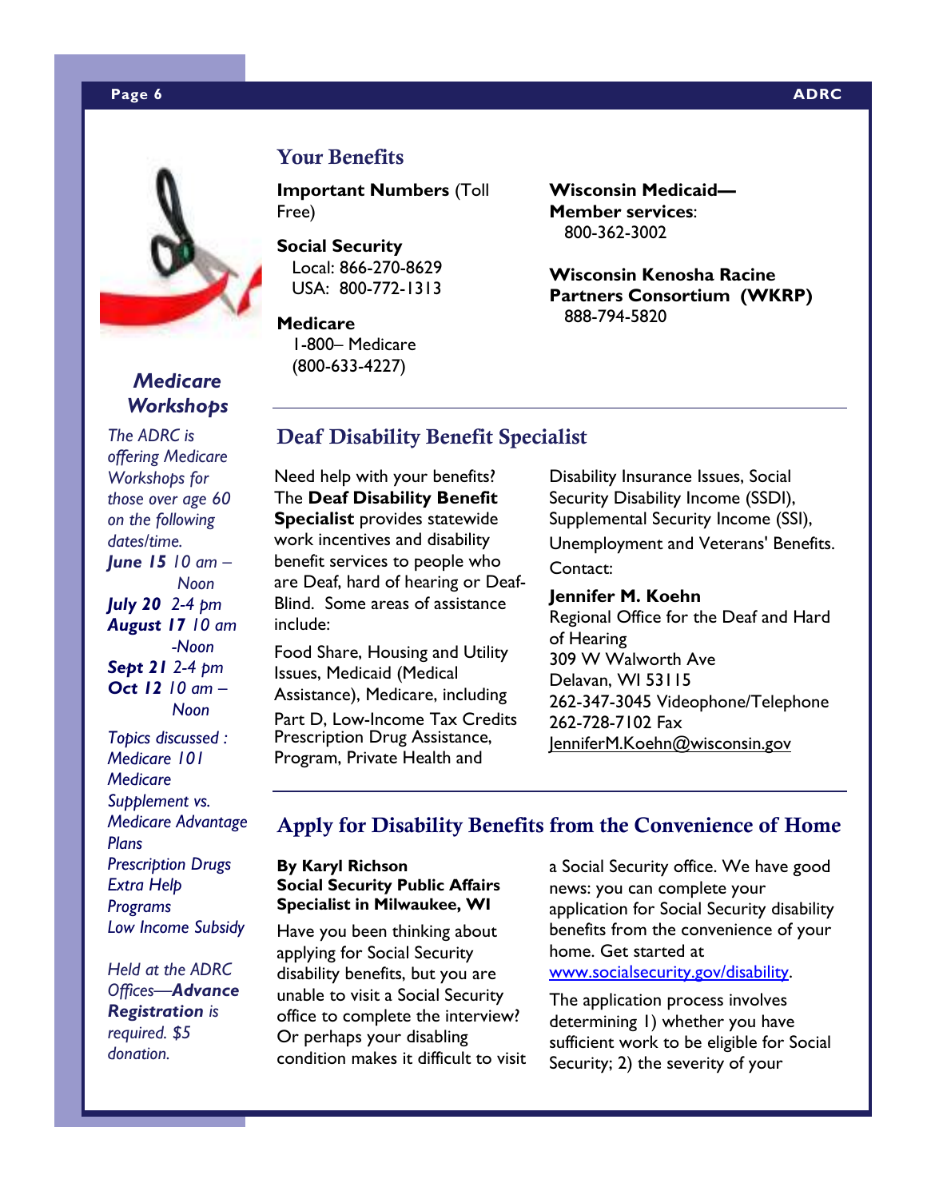## Medicare Workshops

*The ADRC is offering Medicare Workshops for those over age 60 on the following dates/time.*

***June 15** 10 am – Noon*
***July 20** 2-4 pm*
***August 17** 10 am -Noon*
***Sept 21** 2-4 pm*
***Oct 12** 10 am – Noon*

*Topics discussed :*
*Medicare 101*
*Medicare Supplement vs. Medicare Advantage Plans*
*Prescription Drugs*
*Extra Help Programs*
*Low Income Subsidy*

*Held at the ADRC Offices—**Advance Registration** is required. $5 donation.*

## Your Benefits

**Important Numbers** (Toll Free)

**Social Security**
Local: 866-270-8629
USA: 800-772-1313

**Medicare**
1-800– Medicare
(800-633-4227)

**Wisconsin Medicaid—Member services**:
800-362-3002

**Wisconsin Kenosha Racine Partners Consortium (WKRP)**
888-794-5820

## Deaf Disability Benefit Specialist

Need help with your benefits? The **Deaf Disability Benefit Specialist** provides statewide work incentives and disability benefit services to people who are Deaf, hard of hearing or Deaf-Blind. Some areas of assistance include:

Food Share, Housing and Utility Issues, Medicaid (Medical Assistance), Medicare, including Part D, Low-Income Tax Credits Prescription Drug Assistance, Program, Private Health and Disability Insurance Issues, Social Security Disability Income (SSDI), Supplemental Security Income (SSI), Unemployment and Veterans' Benefits.

Contact:

**Jennifer M. Koehn**
Regional Office for the Deaf and Hard of Hearing
309 W Walworth Ave
Delavan, WI 53115
262-347-3045 Videophone/Telephone
262-728-7102 Fax
JenniferM.Koehn@wisconsin.gov

## Apply for Disability Benefits from the Convenience of Home

**By Karyl Richson**
**Social Security Public Affairs Specialist in Milwaukee, WI**

Have you been thinking about applying for Social Security disability benefits, but you are unable to visit a Social Security office to complete the interview? Or perhaps your disabling condition makes it difficult to visit a Social Security office. We have good news: you can complete your application for Social Security disability benefits from the convenience of your home. Get started at www.socialsecurity.gov/disability.

The application process involves determining 1) whether you have sufficient work to be eligible for Social Security; 2) the severity of your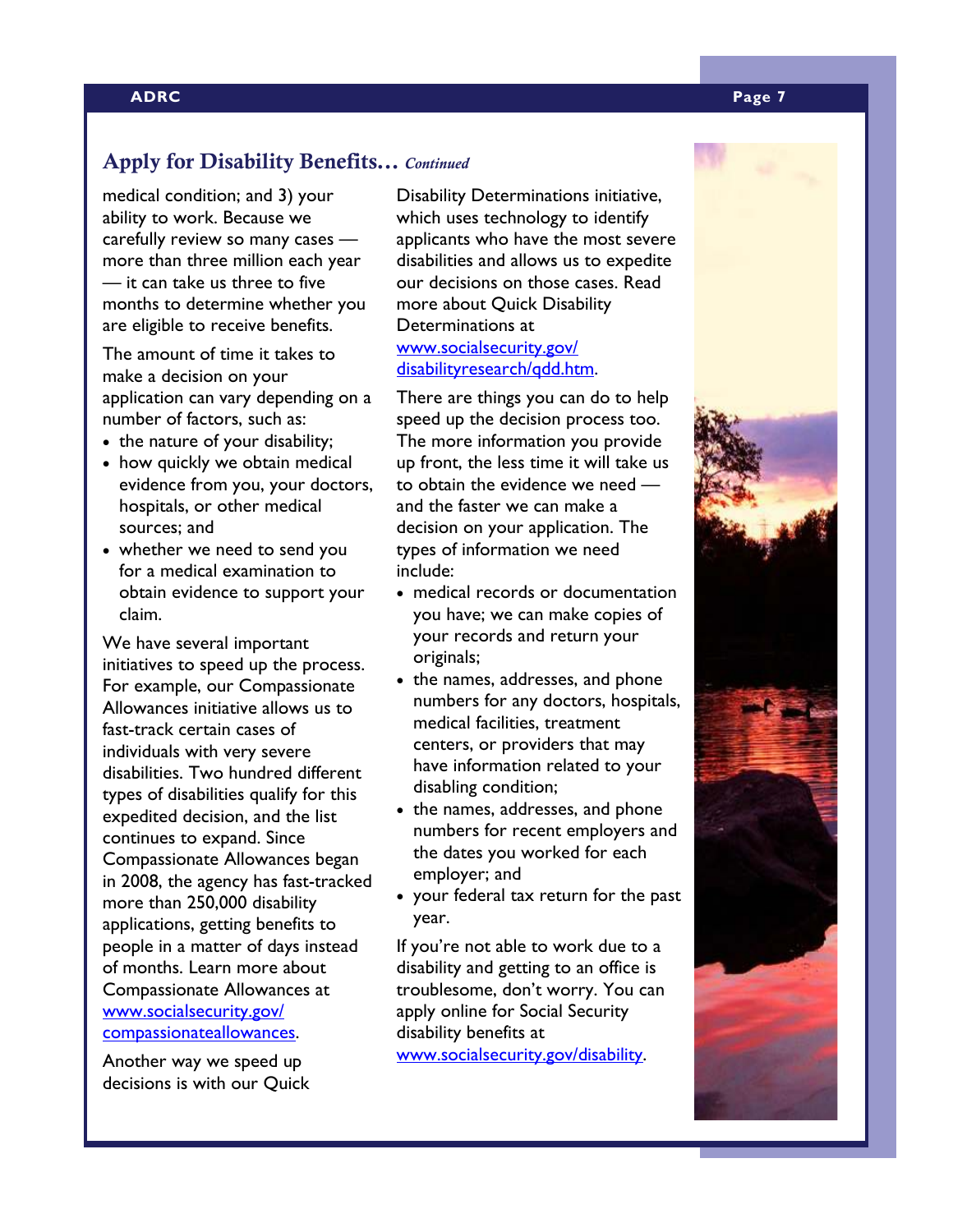## Apply for Disability Benefits… *Continued*

medical condition; and 3) your ability to work. Because we carefully review so many cases — more than three million each year — it can take us three to five months to determine whether you are eligible to receive benefits.

The amount of time it takes to make a decision on your application can vary depending on a number of factors, such as:

- the nature of your disability;
- how quickly we obtain medical evidence from you, your doctors, hospitals, or other medical sources; and
- whether we need to send you for a medical examination to obtain evidence to support your claim.

We have several important initiatives to speed up the process. For example, our Compassionate Allowances initiative allows us to fast-track certain cases of individuals with very severe disabilities. Two hundred different types of disabilities qualify for this expedited decision, and the list continues to expand. Since Compassionate Allowances began in 2008, the agency has fast-tracked more than 250,000 disability applications, getting benefits to people in a matter of days instead of months. Learn more about Compassionate Allowances at www.socialsecurity.gov/compassionateallowances.

Another way we speed up decisions is with our Quick Disability Determinations initiative, which uses technology to identify applicants who have the most severe disabilities and allows us to expedite our decisions on those cases. Read more about Quick Disability Determinations at www.socialsecurity.gov/disabilityresearch/qdd.htm.

There are things you can do to help speed up the decision process too. The more information you provide up front, the less time it will take us to obtain the evidence we need — and the faster we can make a decision on your application. The types of information we need include:

- medical records or documentation you have; we can make copies of your records and return your originals;
- the names, addresses, and phone numbers for any doctors, hospitals, medical facilities, treatment centers, or providers that may have information related to your disabling condition;
- the names, addresses, and phone numbers for recent employers and the dates you worked for each employer; and
- your federal tax return for the past year.

If you're not able to work due to a disability and getting to an office is troublesome, don't worry. You can apply online for Social Security disability benefits at www.socialsecurity.gov/disability.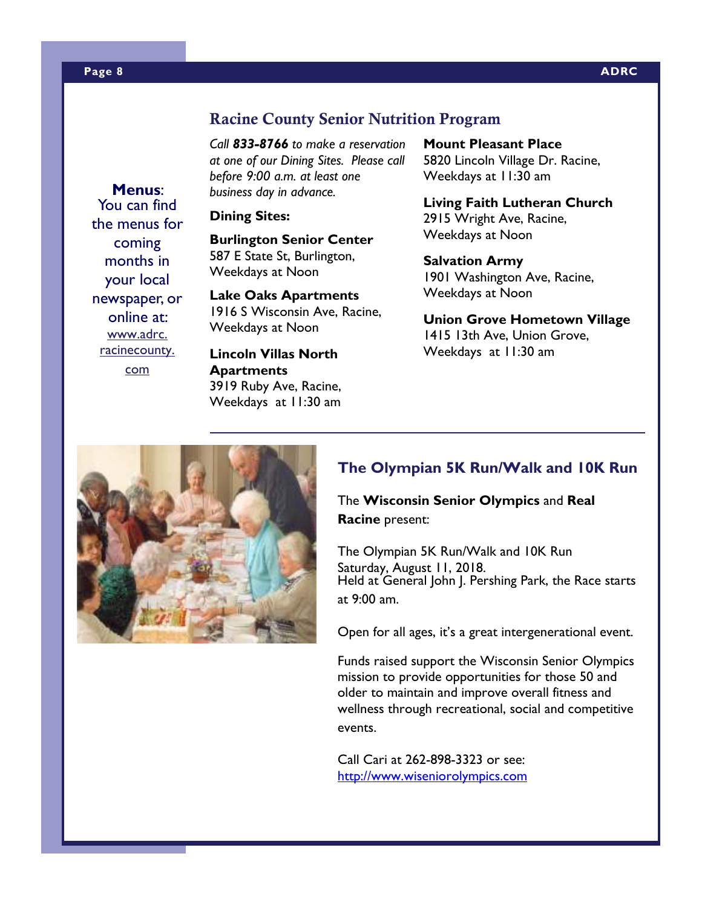**Menus**: You can find the menus for coming months in your local newspaper, or online at: www.adrc.racinecounty.com

## Racine County Senior Nutrition Program

*Call **833-8766** to make a reservation at one of our Dining Sites. Please call before 9:00 a.m. at least one business day in advance.*

**Dining Sites:**

**Burlington Senior Center**
587 E State St, Burlington,
Weekdays at Noon

**Lake Oaks Apartments**
1916 S Wisconsin Ave, Racine,
Weekdays at Noon

**Lincoln Villas North Apartments**
3919 Ruby Ave, Racine,
Weekdays at 11:30 am

**Mount Pleasant Place**
5820 Lincoln Village Dr. Racine,
Weekdays at 11:30 am

**Living Faith Lutheran Church**
2915 Wright Ave, Racine,
Weekdays at Noon

**Salvation Army**
1901 Washington Ave, Racine,
Weekdays at Noon

**Union Grove Hometown Village**
1415 13th Ave, Union Grove,
Weekdays at 11:30 am

---

## The Olympian 5K Run/Walk and 10K Run

The **Wisconsin Senior Olympics** and **Real Racine** present:

The Olympian 5K Run/Walk and 10K Run
Saturday, August 11, 2018.
Held at General John J. Pershing Park, the Race starts at 9:00 am.

Open for all ages, it's a great intergenerational event.

Funds raised support the Wisconsin Senior Olympics mission to provide opportunities for those 50 and older to maintain and improve overall fitness and wellness through recreational, social and competitive events.

Call Cari at 262-898-3323 or see: http://www.wiseniorolympics.com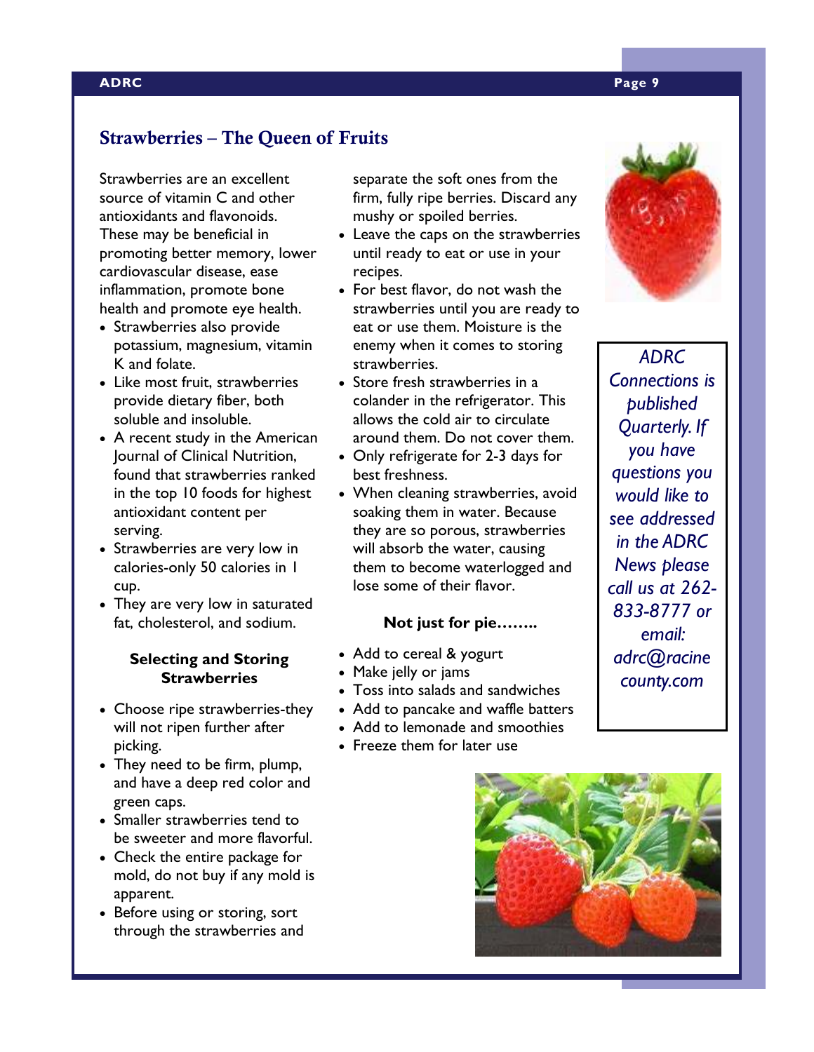## Strawberries – The Queen of Fruits

Strawberries are an excellent source of vitamin C and other antioxidants and flavonoids. These may be beneficial in promoting better memory, lower cardiovascular disease, ease inflammation, promote bone health and promote eye health.

- Strawberries also provide potassium, magnesium, vitamin K and folate.
- Like most fruit, strawberries provide dietary fiber, both soluble and insoluble.
- A recent study in the American Journal of Clinical Nutrition, found that strawberries ranked in the top 10 foods for highest antioxidant content per serving.
- Strawberries are very low in calories-only 50 calories in 1 cup.
- They are very low in saturated fat, cholesterol, and sodium.

### Selecting and Storing Strawberries

- Choose ripe strawberries-they will not ripen further after picking.
- They need to be firm, plump, and have a deep red color and green caps.
- Smaller strawberries tend to be sweeter and more flavorful.
- Check the entire package for mold, do not buy if any mold is apparent.
- Before using or storing, sort through the strawberries and separate the soft ones from the firm, fully ripe berries. Discard any mushy or spoiled berries.
- Leave the caps on the strawberries until ready to eat or use in your recipes.
- For best flavor, do not wash the strawberries until you are ready to eat or use them. Moisture is the enemy when it comes to storing strawberries.
- Store fresh strawberries in a colander in the refrigerator. This allows the cold air to circulate around them. Do not cover them.
- Only refrigerate for 2-3 days for best freshness.
- When cleaning strawberries, avoid soaking them in water. Because they are so porous, strawberries will absorb the water, causing them to become waterlogged and lose some of their flavor.

### Not just for pie……..

- Add to cereal & yogurt
- Make jelly or jams
- Toss into salads and sandwiches
- Add to pancake and waffle batters
- Add to lemonade and smoothies
- Freeze them for later use

*ADRC Connections is published Quarterly. If you have questions you would like to see addressed in the ADRC News please call us at 262-833-8777 or email: adrc@racinecounty.com*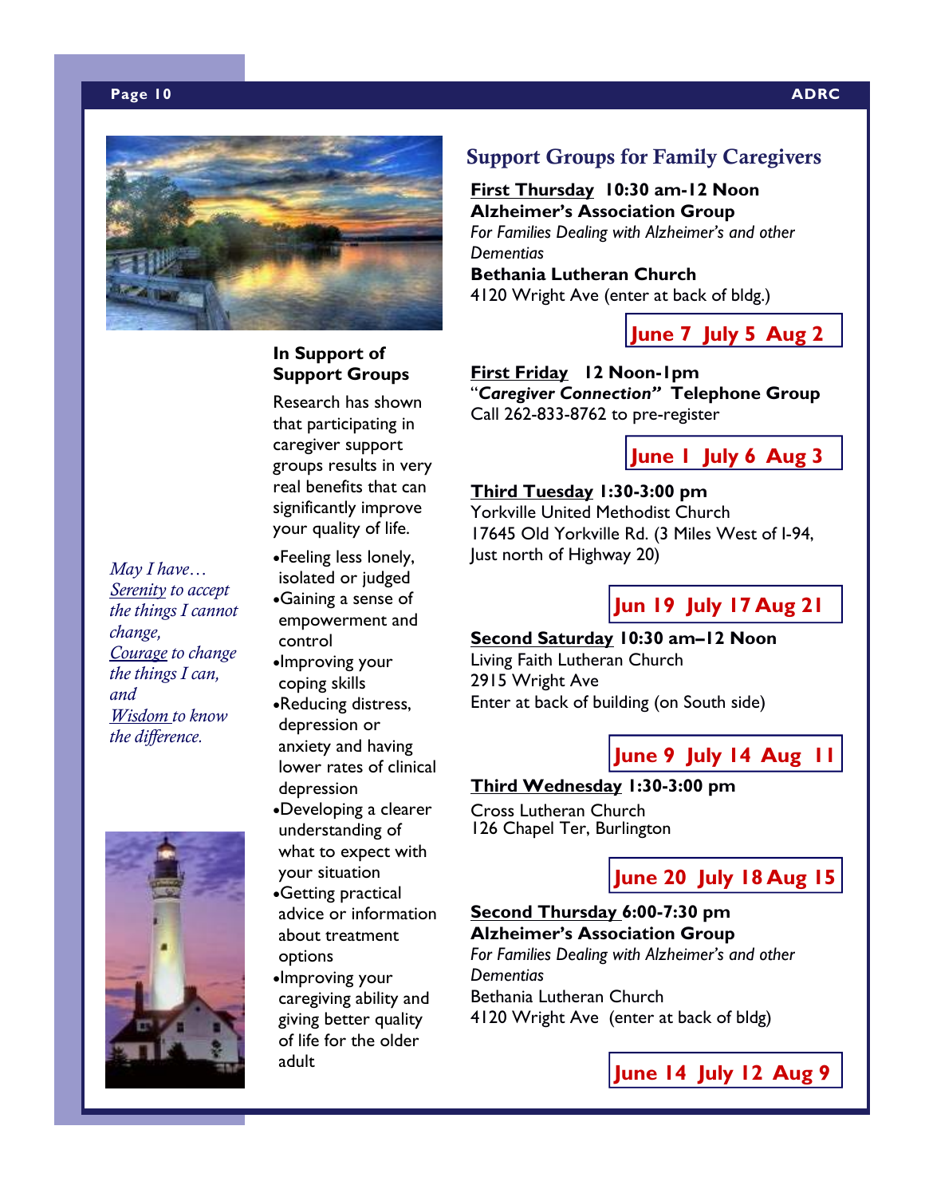*May I have…*
*Serenity to accept the things I cannot change,*
*Courage to change the things I can, and*
*Wisdom to know the difference.*

## In Support of Support Groups

Research has shown that participating in caregiver support groups results in very real benefits that can significantly improve your quality of life.

- Feeling less lonely, isolated or judged
- Gaining a sense of empowerment and control
- Improving your coping skills
- Reducing distress, depression or anxiety and having lower rates of clinical depression
- Developing a clearer understanding of what to expect with your situation
- Getting practical advice or information about treatment options
- Improving your caregiving ability and giving better quality of life for the older adult

## Support Groups for Family Caregivers

**First Thursday 10:30 am-12 Noon**
**Alzheimer's Association Group**
*For Families Dealing with Alzheimer's and other Dementias*
**Bethania Lutheran Church**
4120 Wright Ave (enter at back of bldg.)

**June 7 July 5 Aug 2**

**First Friday 12 Noon-1pm**
"***Caregiver Connection***" **Telephone Group**
Call 262-833-8762 to pre-register

**June 1 July 6 Aug 3**

**Third Tuesday 1:30-3:00 pm**
Yorkville United Methodist Church
17645 Old Yorkville Rd. (3 Miles West of I-94, Just north of Highway 20)

**Jun 19 July 17 Aug 21**

**Second Saturday 10:30 am–12 Noon**
Living Faith Lutheran Church
2915 Wright Ave
Enter at back of building (on South side)

**June 9 July 14 Aug 11**

**Third Wednesday 1:30-3:00 pm**
Cross Lutheran Church
126 Chapel Ter, Burlington

**June 20 July 18 Aug 15**

**Second Thursday 6:00-7:30 pm**
**Alzheimer's Association Group**
*For Families Dealing with Alzheimer's and other Dementias*
Bethania Lutheran Church
4120 Wright Ave (enter at back of bldg)

**June 14 July 12 Aug 9**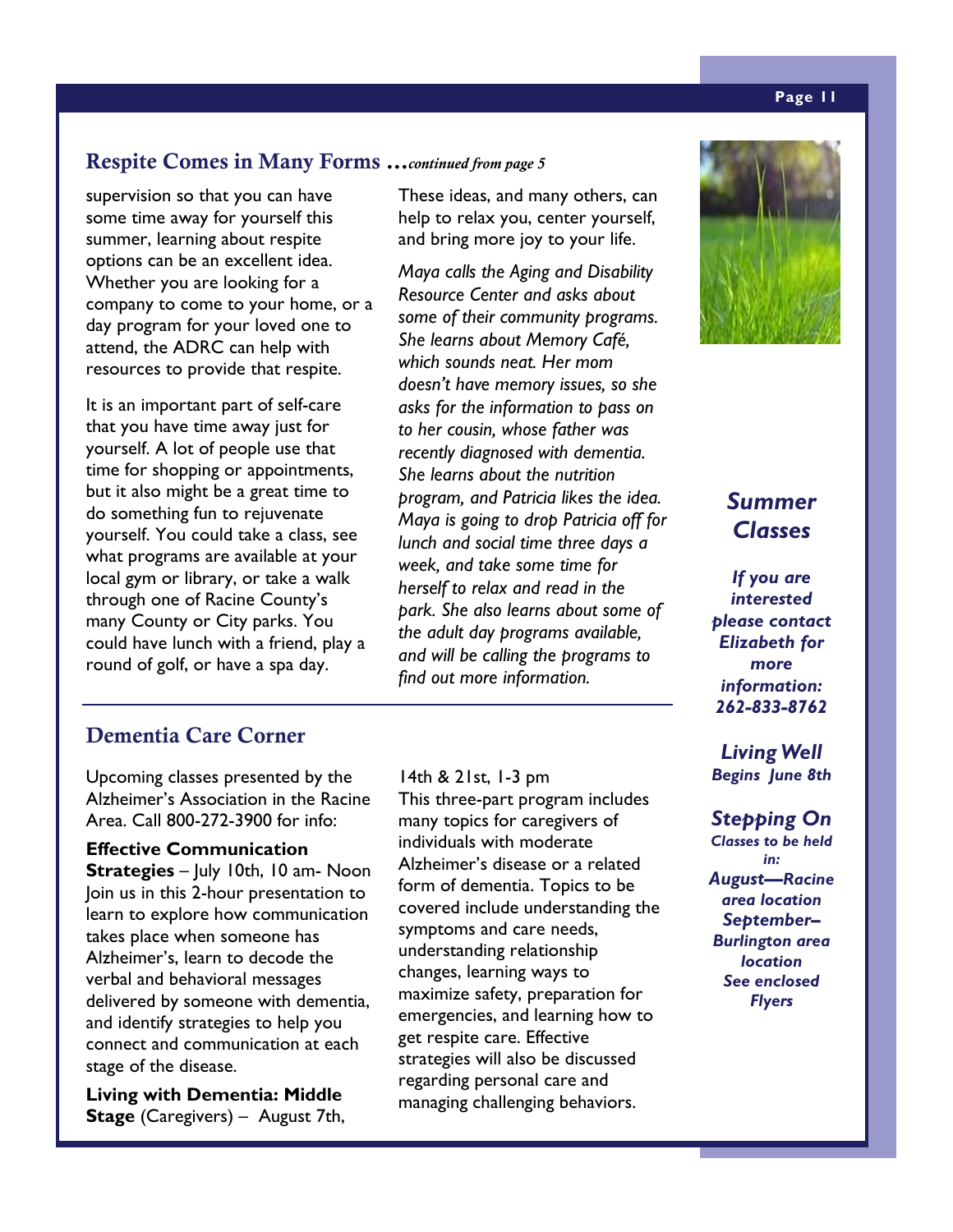## Respite Comes in Many Forms …*continued from page 5*

supervision so that you can have some time away for yourself this summer, learning about respite options can be an excellent idea. Whether you are looking for a company to come to your home, or a day program for your loved one to attend, the ADRC can help with resources to provide that respite.

It is an important part of self-care that you have time away just for yourself. A lot of people use that time for shopping or appointments, but it also might be a great time to do something fun to rejuvenate yourself. You could take a class, see what programs are available at your local gym or library, or take a walk through one of Racine County's many County or City parks. You could have lunch with a friend, play a round of golf, or have a spa day.

These ideas, and many others, can help to relax you, center yourself, and bring more joy to your life.

*Maya calls the Aging and Disability Resource Center and asks about some of their community programs. She learns about Memory Café, which sounds neat. Her mom doesn't have memory issues, so she asks for the information to pass on to her cousin, whose father was recently diagnosed with dementia. She learns about the nutrition program, and Patricia likes the idea. Maya is going to drop Patricia off for lunch and social time three days a week, and take some time for herself to relax and read in the park. She also learns about some of the adult day programs available, and will be calling the programs to find out more information.*

## Dementia Care Corner

Upcoming classes presented by the Alzheimer's Association in the Racine Area. Call 800-272-3900 for info:

**Effective Communication Strategies** – July 10th, 10 am- Noon
Join us in this 2-hour presentation to learn to explore how communication takes place when someone has Alzheimer's, learn to decode the verbal and behavioral messages delivered by someone with dementia, and identify strategies to help you connect and communication at each stage of the disease.

**Living with Dementia: Middle Stage** (Caregivers) – August 7th, 14th & 21st, 1-3 pm
This three-part program includes many topics for caregivers of individuals with moderate Alzheimer's disease or a related form of dementia. Topics to be covered include understanding the symptoms and care needs, understanding relationship changes, learning ways to maximize safety, preparation for emergencies, and learning how to get respite care. Effective strategies will also be discussed regarding personal care and managing challenging behaviors.

## *Summer Classes*

***If you are interested please contact Elizabeth for more information: 262-833-8762***

***Living Well***
***Begins June 8th***

***Stepping On***
***Classes to be held in:***
***August—Racine area location***
***September–Burlington area location***
***See enclosed Flyers***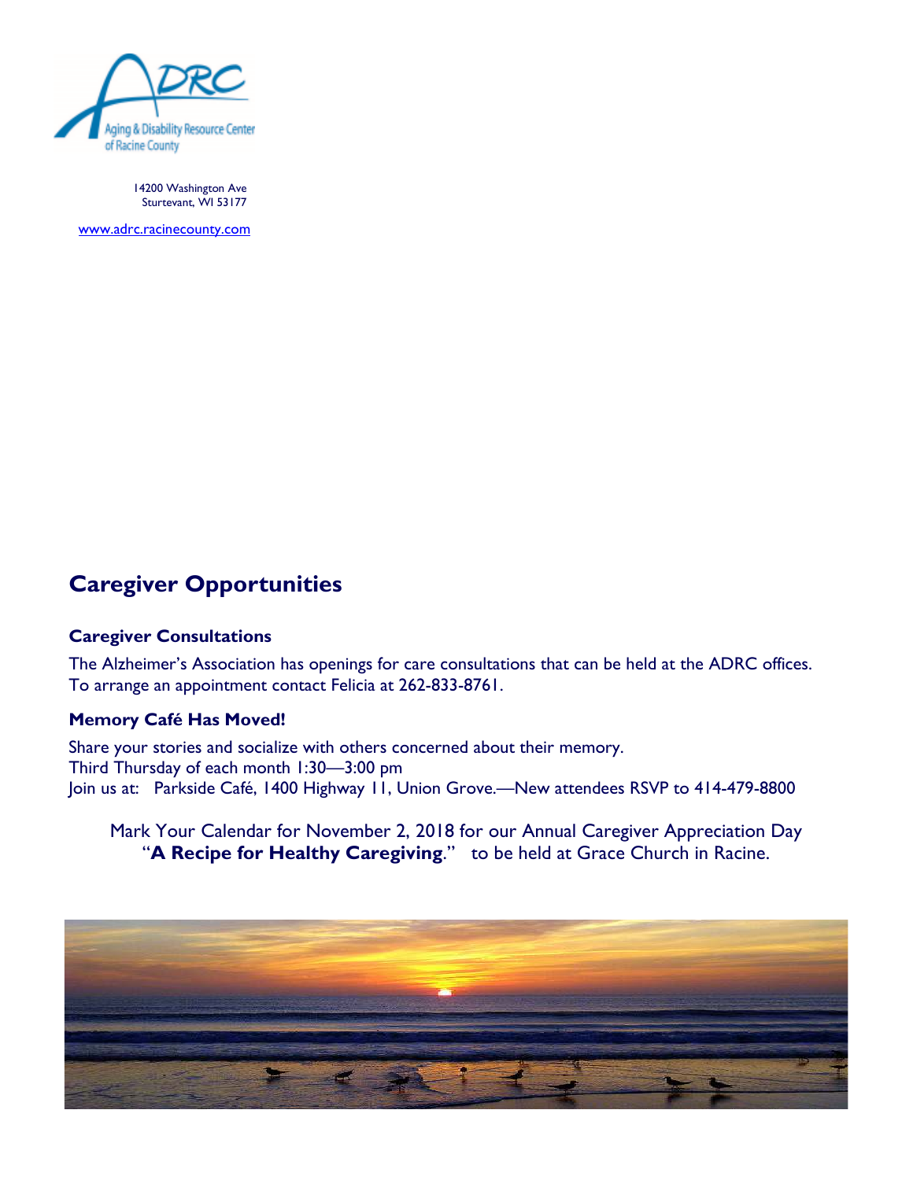Aging & Disability Resource Center of Racine County

14200 Washington Ave
Sturtevant, WI 53177

www.adrc.racinecounty.com

## Caregiver Opportunities

### Caregiver Consultations

The Alzheimer's Association has openings for care consultations that can be held at the ADRC offices. To arrange an appointment contact Felicia at 262-833-8761.

### Memory Café Has Moved!

Share your stories and socialize with others concerned about their memory.
Third Thursday of each month 1:30—3:00 pm
Join us at: Parkside Café, 1400 Highway 11, Union Grove.—New attendees RSVP to 414-479-8800

Mark Your Calendar for November 2, 2018 for our Annual Caregiver Appreciation Day "**A Recipe for Healthy Caregiving**." to be held at Grace Church in Racine.